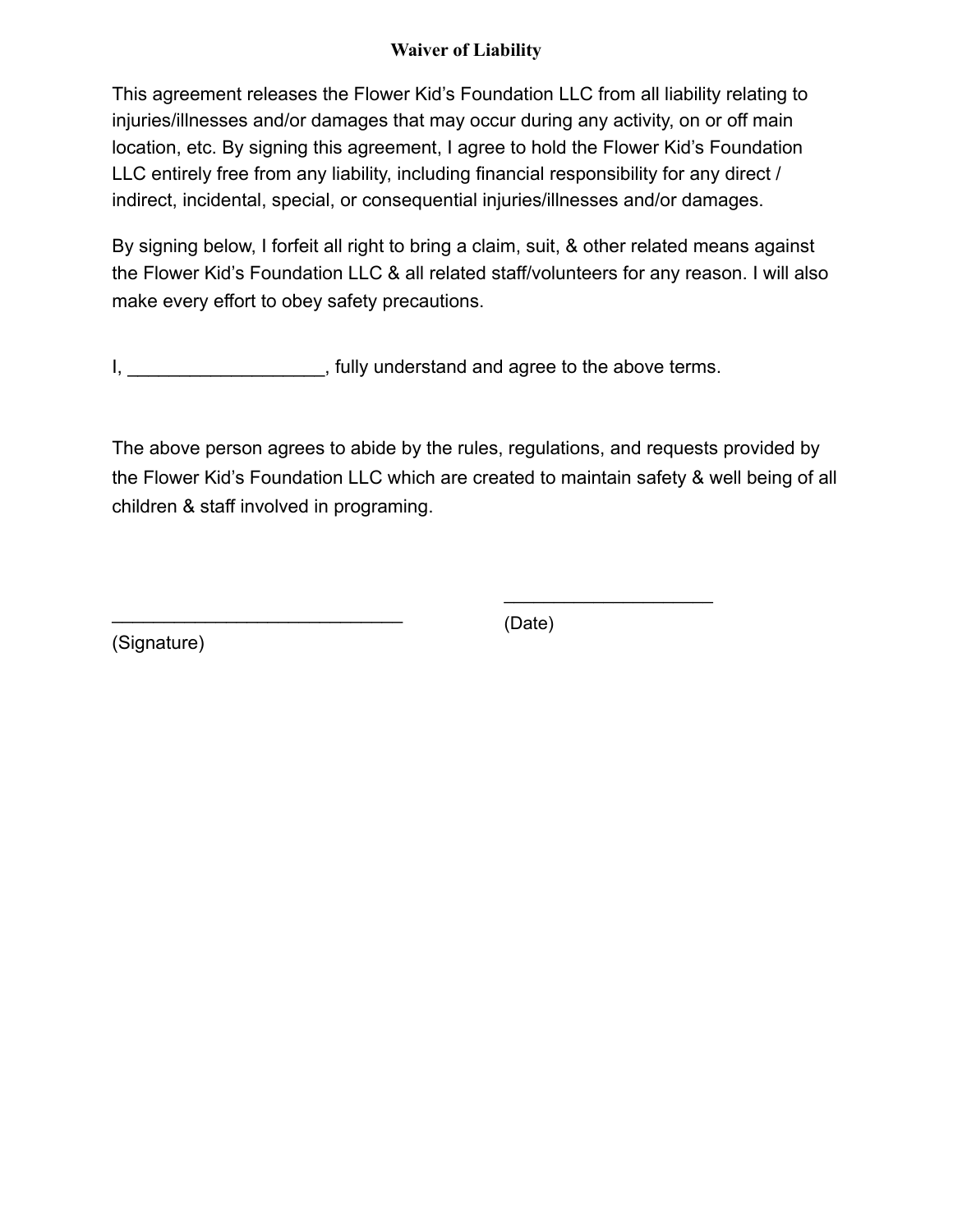**Waiver of Liability**

This agreement releases the Flower Kid's Foundation LLC from all liability relating to injuries/illnesses and/or damages that may occur during any activity, on or off main location, etc. By signing this agreement, I agree to hold the Flower Kid's Foundation LLC entirely free from any liability, including financial responsibility for any direct / indirect, incidental, special, or consequential injuries/illnesses and/or damages.

By signing below, I forfeit all right to bring a claim, suit, & other related means against the Flower Kid's Foundation LLC & all related staff/volunteers for any reason. I will also make every effort to obey safety precautions.

I, ___________________, fully understand and agree to the above terms.

The above person agrees to abide by the rules, regulations, and requests provided by the Flower Kid's Foundation LLC which are created to maintain safety & well being of all children & staff involved in programing.

____________________________ 
(Signature)

____________________ 
(Date)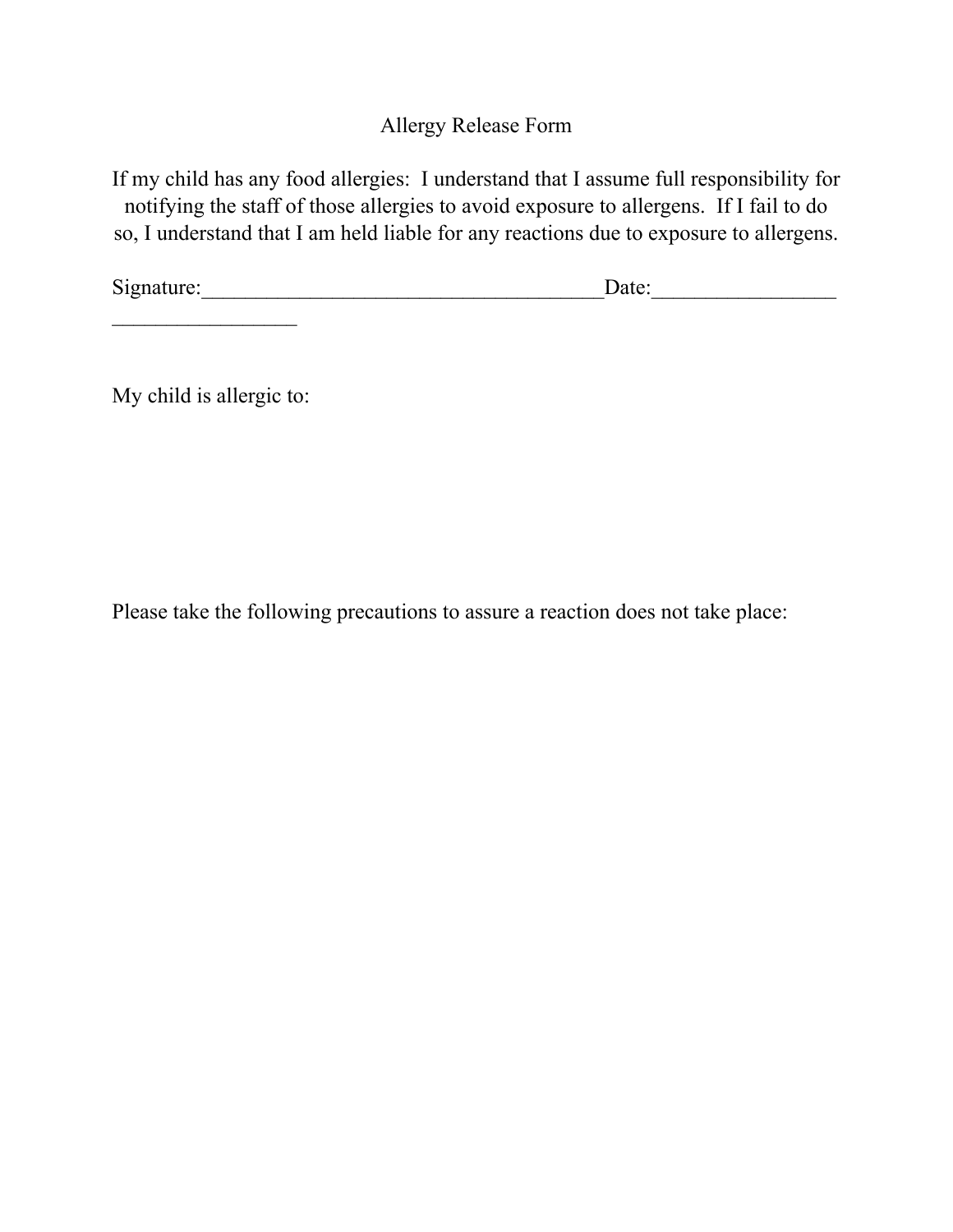# Allergy Release Form

If my child has any food allergies: I understand that I assume full responsibility for notifying the staff of those allergies to avoid exposure to allergens. If I fail to do so, I understand that I am held liable for any reactions due to exposure to allergens.

Signature:_____________________________________Date:_________________
_________________

My child is allergic to:

Please take the following precautions to assure a reaction does not take place: